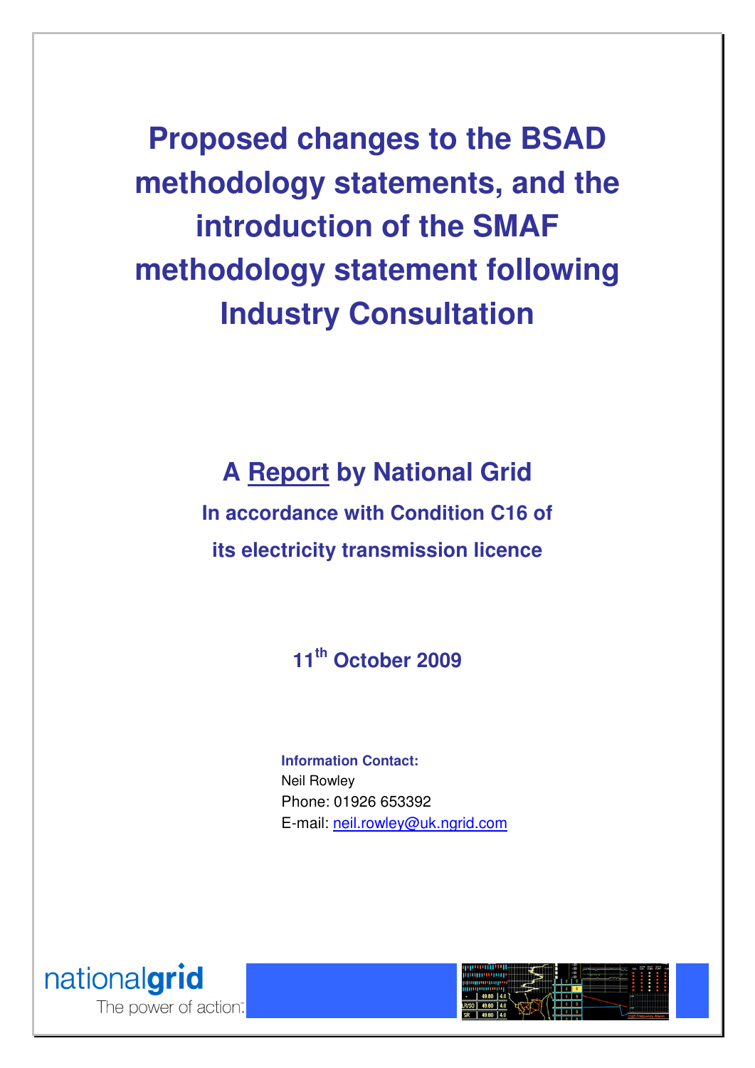# Proposed changes to the BSAD methodology statements, and the introduction of the SMAF methodology statement following Industry Consultation

## A Report by National Grid

**In accordance with Condition C16 of its electricity transmission licence**

**11th October 2009**

**Information Contact:**
Neil Rowley
Phone: 01926 653392
E-mail: neil.rowley@uk.ngrid.com

nationalgrid
The power of action.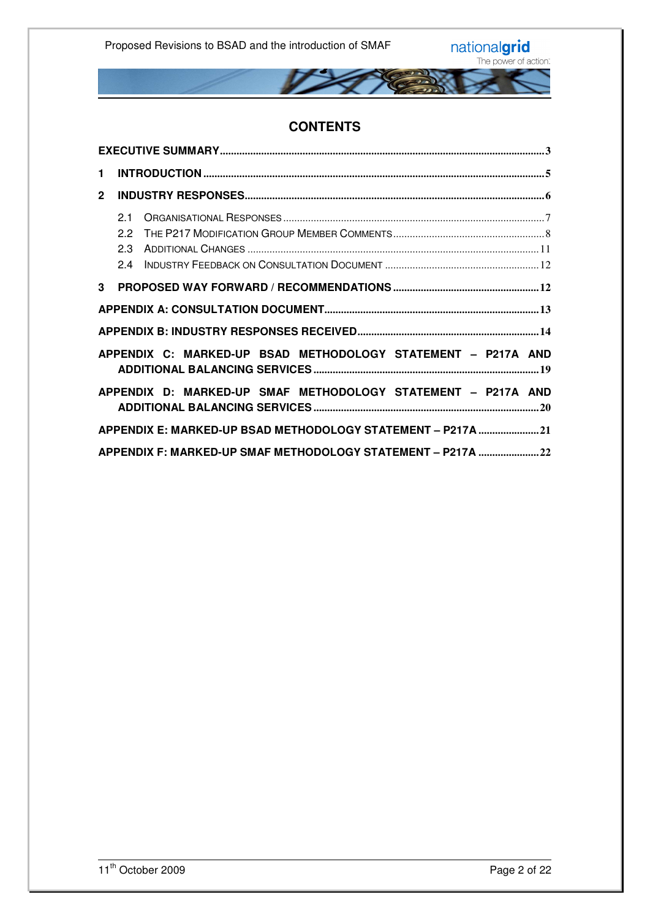# CONTENTS

**EXECUTIVE SUMMARY** ..... 3

**1 INTRODUCTION** ..... 5

**2 INDUSTRY RESPONSES** ..... 6

- 2.1 ORGANISATIONAL RESPONSES ..... 7
- 2.2 THE P217 MODIFICATION GROUP MEMBER COMMENTS ..... 8
- 2.3 ADDITIONAL CHANGES ..... 11
- 2.4 INDUSTRY FEEDBACK ON CONSULTATION DOCUMENT ..... 12

**3 PROPOSED WAY FORWARD / RECOMMENDATIONS** ..... 12

**APPENDIX A: CONSULTATION DOCUMENT** ..... 13

**APPENDIX B: INDUSTRY RESPONSES RECEIVED** ..... 14

**APPENDIX C: MARKED-UP BSAD METHODOLOGY STATEMENT – P217A AND ADDITIONAL BALANCING SERVICES** ..... 19

**APPENDIX D: MARKED-UP SMAF METHODOLOGY STATEMENT – P217A AND ADDITIONAL BALANCING SERVICES** ..... 20

**APPENDIX E: MARKED-UP BSAD METHODOLOGY STATEMENT – P217A** ..... 21

**APPENDIX F: MARKED-UP SMAF METHODOLOGY STATEMENT – P217A** ..... 22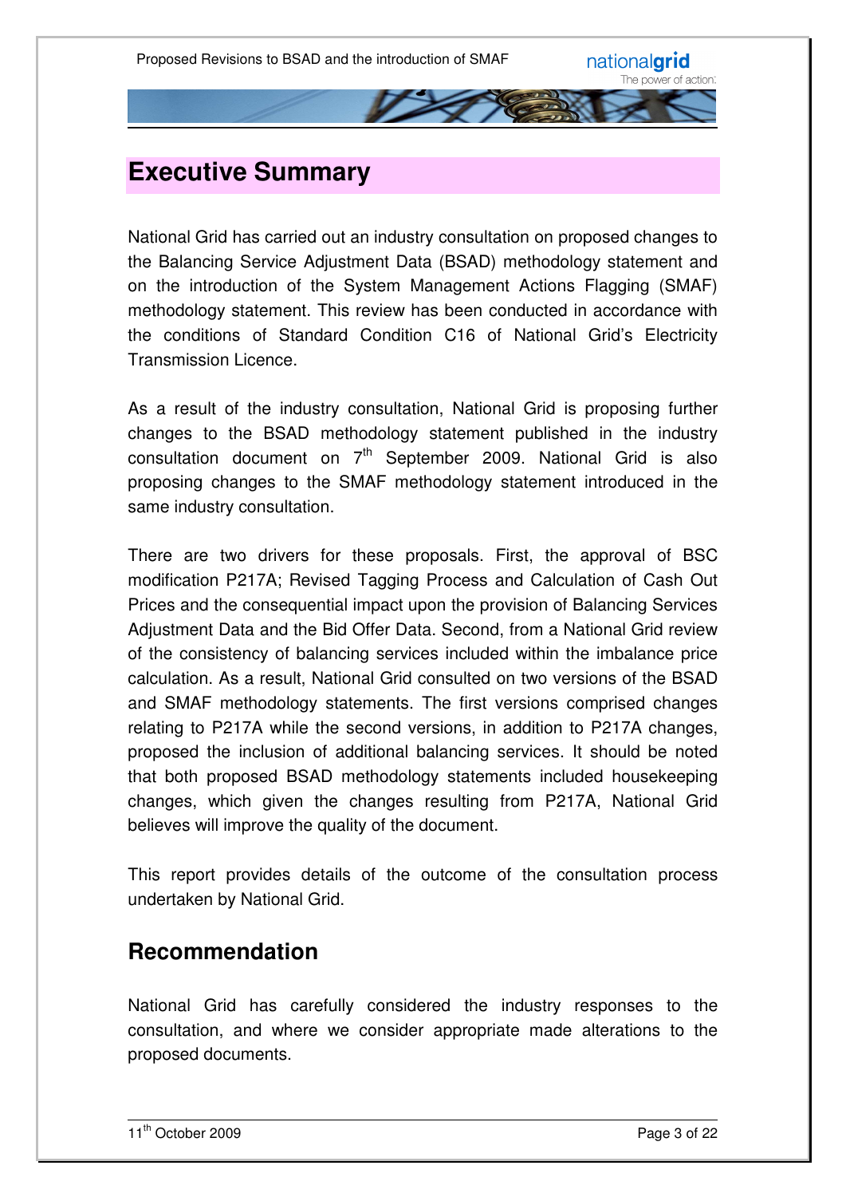# Executive Summary

National Grid has carried out an industry consultation on proposed changes to the Balancing Service Adjustment Data (BSAD) methodology statement and on the introduction of the System Management Actions Flagging (SMAF) methodology statement. This review has been conducted in accordance with the conditions of Standard Condition C16 of National Grid's Electricity Transmission Licence.

As a result of the industry consultation, National Grid is proposing further changes to the BSAD methodology statement published in the industry consultation document on 7th September 2009. National Grid is also proposing changes to the SMAF methodology statement introduced in the same industry consultation.

There are two drivers for these proposals. First, the approval of BSC modification P217A; Revised Tagging Process and Calculation of Cash Out Prices and the consequential impact upon the provision of Balancing Services Adjustment Data and the Bid Offer Data. Second, from a National Grid review of the consistency of balancing services included within the imbalance price calculation. As a result, National Grid consulted on two versions of the BSAD and SMAF methodology statements. The first versions comprised changes relating to P217A while the second versions, in addition to P217A changes, proposed the inclusion of additional balancing services. It should be noted that both proposed BSAD methodology statements included housekeeping changes, which given the changes resulting from P217A, National Grid believes will improve the quality of the document.

This report provides details of the outcome of the consultation process undertaken by National Grid.

## Recommendation

National Grid has carefully considered the industry responses to the consultation, and where we consider appropriate made alterations to the proposed documents.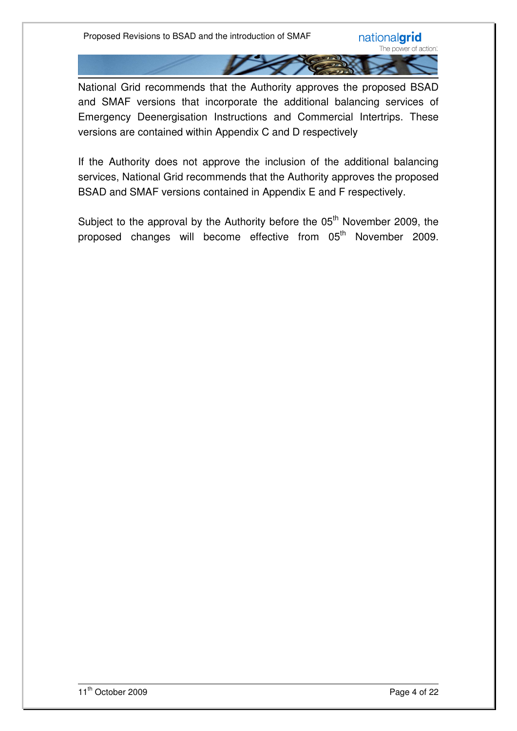National Grid recommends that the Authority approves the proposed BSAD and SMAF versions that incorporate the additional balancing services of Emergency Deenergisation Instructions and Commercial Intertrips. These versions are contained within Appendix C and D respectively

If the Authority does not approve the inclusion of the additional balancing services, National Grid recommends that the Authority approves the proposed BSAD and SMAF versions contained in Appendix E and F respectively.

Subject to the approval by the Authority before the 05th November 2009, the proposed changes will become effective from 05th November 2009.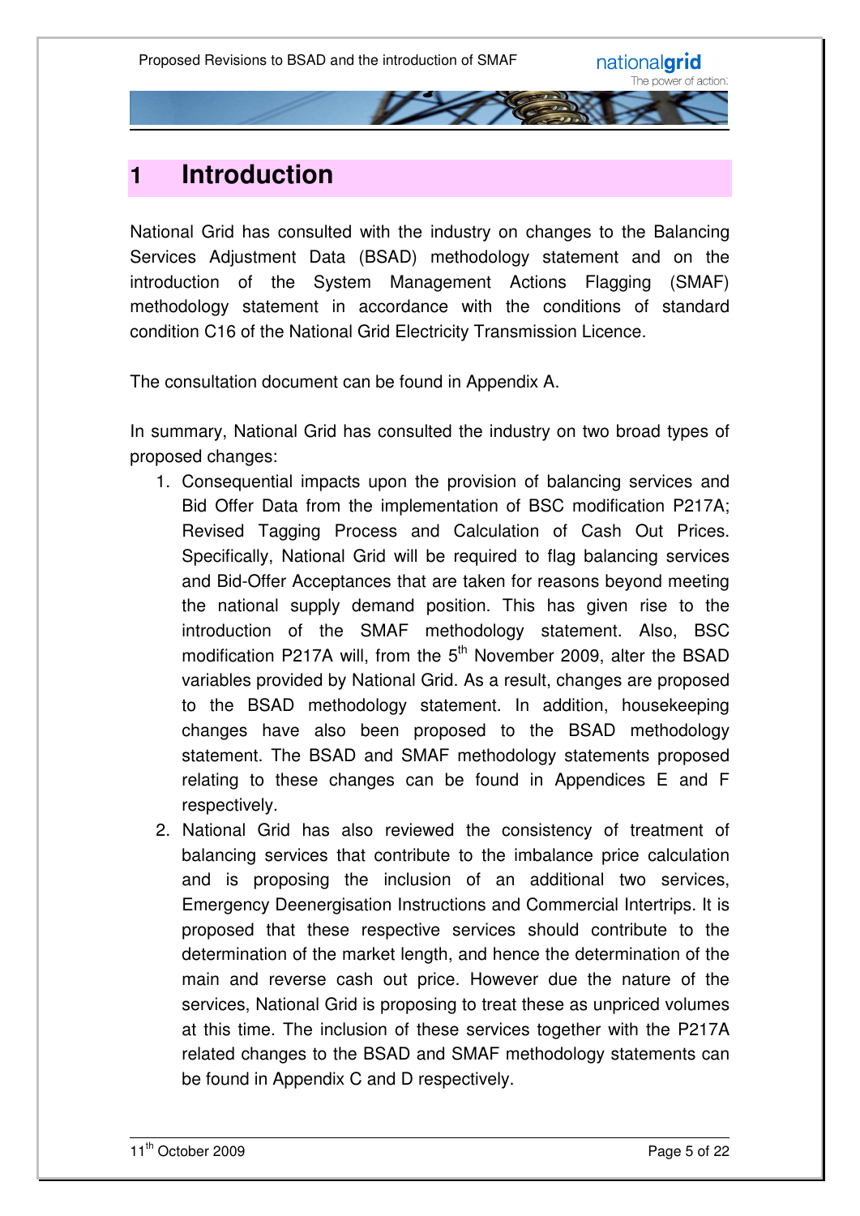# 1 Introduction

National Grid has consulted with the industry on changes to the Balancing Services Adjustment Data (BSAD) methodology statement and on the introduction of the System Management Actions Flagging (SMAF) methodology statement in accordance with the conditions of standard condition C16 of the National Grid Electricity Transmission Licence.

The consultation document can be found in Appendix A.

In summary, National Grid has consulted the industry on two broad types of proposed changes:

1. Consequential impacts upon the provision of balancing services and Bid Offer Data from the implementation of BSC modification P217A; Revised Tagging Process and Calculation of Cash Out Prices. Specifically, National Grid will be required to flag balancing services and Bid-Offer Acceptances that are taken for reasons beyond meeting the national supply demand position. This has given rise to the introduction of the SMAF methodology statement. Also, BSC modification P217A will, from the 5th November 2009, alter the BSAD variables provided by National Grid. As a result, changes are proposed to the BSAD methodology statement. In addition, housekeeping changes have also been proposed to the BSAD methodology statement. The BSAD and SMAF methodology statements proposed relating to these changes can be found in Appendices E and F respectively.
2. National Grid has also reviewed the consistency of treatment of balancing services that contribute to the imbalance price calculation and is proposing the inclusion of an additional two services, Emergency Deenergisation Instructions and Commercial Intertrips. It is proposed that these respective services should contribute to the determination of the market length, and hence the determination of the main and reverse cash out price. However due the nature of the services, National Grid is proposing to treat these as unpriced volumes at this time. The inclusion of these services together with the P217A related changes to the BSAD and SMAF methodology statements can be found in Appendix C and D respectively.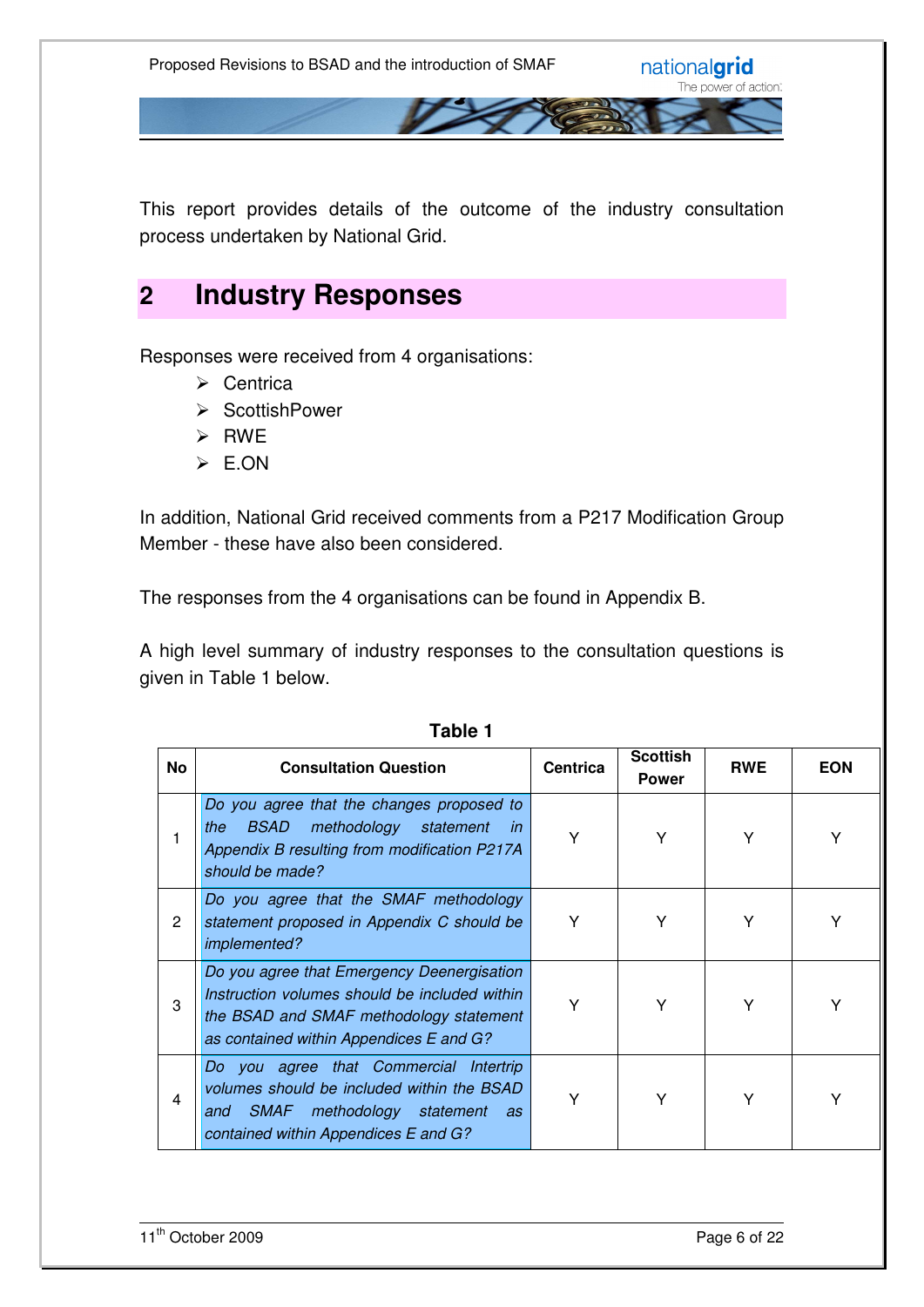This report provides details of the outcome of the industry consultation process undertaken by National Grid.

## 2 Industry Responses

Responses were received from 4 organisations:

- Centrica
- ScottishPower
- RWE
- E.ON

In addition, National Grid received comments from a P217 Modification Group Member - these have also been considered.

The responses from the 4 organisations can be found in Appendix B.

A high level summary of industry responses to the consultation questions is given in Table 1 below.

**Table 1**

| No | Consultation Question | Centrica | Scottish Power | RWE | EON |
|---|---|---|---|---|---|
| 1 | *Do you agree that the changes proposed to the BSAD methodology statement in Appendix B resulting from modification P217A should be made?* | Y | Y | Y | Y |
| 2 | *Do you agree that the SMAF methodology statement proposed in Appendix C should be implemented?* | Y | Y | Y | Y |
| 3 | *Do you agree that Emergency Deenergisation Instruction volumes should be included within the BSAD and SMAF methodology statement as contained within Appendices E and G?* | Y | Y | Y | Y |
| 4 | *Do you agree that Commercial Intertrip volumes should be included within the BSAD and SMAF methodology statement as contained within Appendices E and G?* | Y | Y | Y | Y |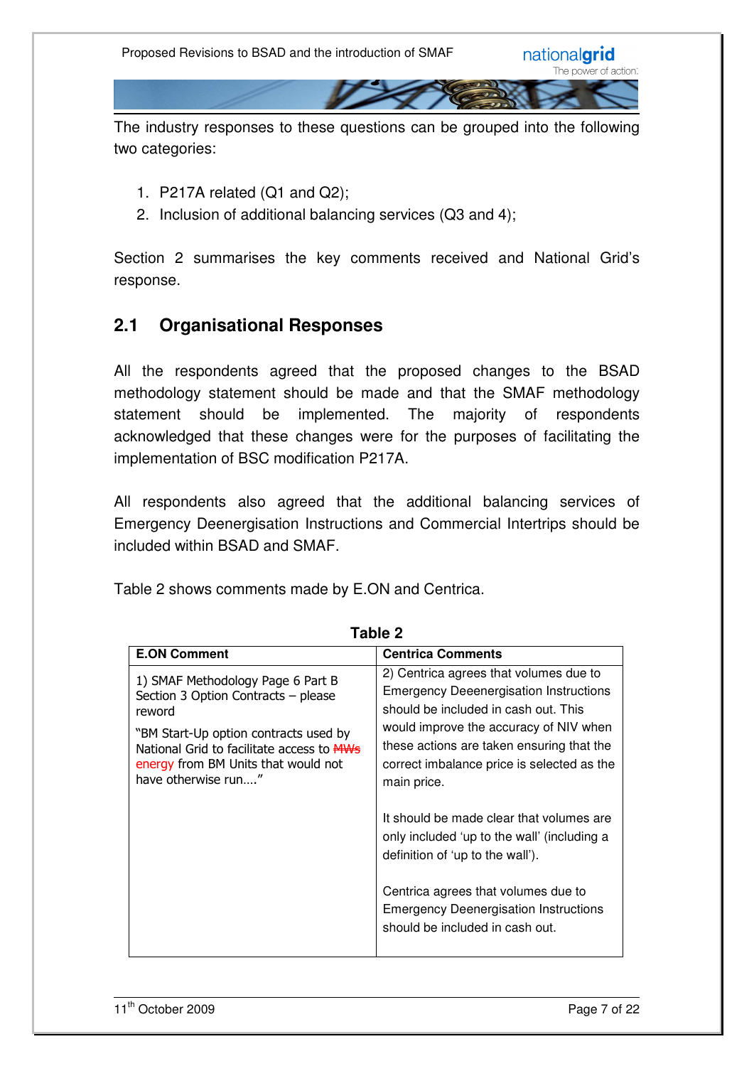The industry responses to these questions can be grouped into the following two categories:

1. P217A related (Q1 and Q2);
2. Inclusion of additional balancing services (Q3 and 4);

Section 2 summarises the key comments received and National Grid's response.

## 2.1 Organisational Responses

All the respondents agreed that the proposed changes to the BSAD methodology statement should be made and that the SMAF methodology statement should be implemented. The majority of respondents acknowledged that these changes were for the purposes of facilitating the implementation of BSC modification P217A.

All respondents also agreed that the additional balancing services of Emergency Deenergisation Instructions and Commercial Intertrips should be included within BSAD and SMAF.

Table 2 shows comments made by E.ON and Centrica.

**Table 2**

| E.ON Comment | Centrica Comments |
|---|---|
| 1) SMAF Methodology Page 6 Part B Section 3 Option Contracts – please reword<br><br>"BM Start-Up option contracts used by National Grid to facilitate access to ~~MWs~~ energy from BM Units that would not have otherwise run…." | 2) Centrica agrees that volumes due to Emergency Deenergisation Instructions should be included in cash out. This would improve the accuracy of NIV when these actions are taken ensuring that the correct imbalance price is selected as the main price.<br><br>It should be made clear that volumes are only included 'up to the wall' (including a definition of 'up to the wall').<br><br>Centrica agrees that volumes due to Emergency Deenergisation Instructions should be included in cash out. |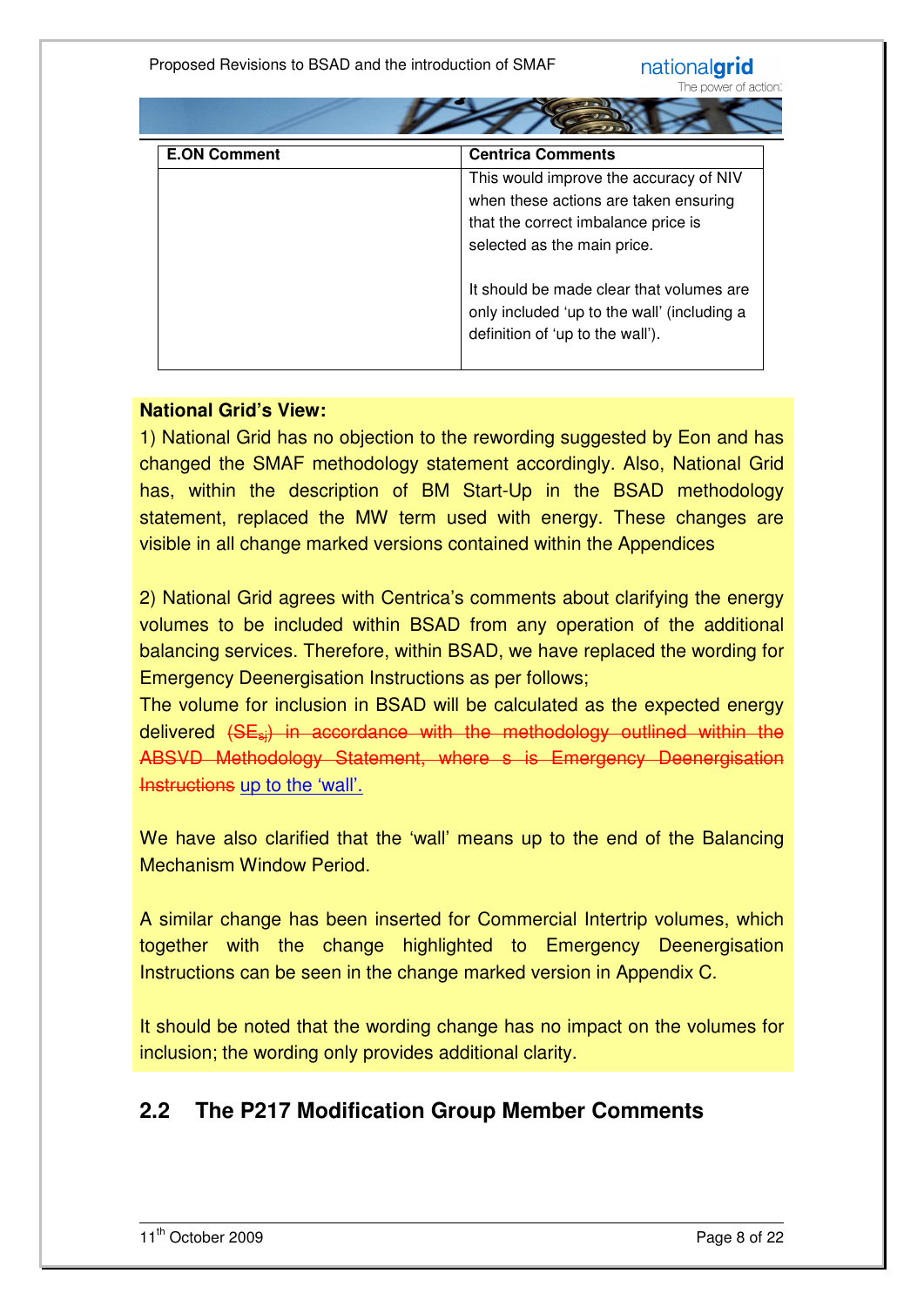| E.ON Comment | Centrica Comments |
|---|---|
| | This would improve the accuracy of NIV when these actions are taken ensuring that the correct imbalance price is selected as the main price.<br><br>It should be made clear that volumes are only included 'up to the wall' (including a definition of 'up to the wall'). |

**National Grid's View:**

1) National Grid has no objection to the rewording suggested by Eon and has changed the SMAF methodology statement accordingly. Also, National Grid has, within the description of BM Start-Up in the BSAD methodology statement, replaced the MW term used with energy. These changes are visible in all change marked versions contained within the Appendices

2) National Grid agrees with Centrica's comments about clarifying the energy volumes to be included within BSAD from any operation of the additional balancing services. Therefore, within BSAD, we have replaced the wording for Emergency Deenergisation Instructions as per follows;

The volume for inclusion in BSAD will be calculated as the expected energy delivered ~~($SE_{sj}$) in accordance with the methodology outlined within the ABSVD Methodology Statement, where s is Emergency Deenergisation Instructions~~ up to the 'wall'.

We have also clarified that the 'wall' means up to the end of the Balancing Mechanism Window Period.

A similar change has been inserted for Commercial Intertrip volumes, which together with the change highlighted to Emergency Deenergisation Instructions can be seen in the change marked version in Appendix C.

It should be noted that the wording change has no impact on the volumes for inclusion; the wording only provides additional clarity.

## 2.2 The P217 Modification Group Member Comments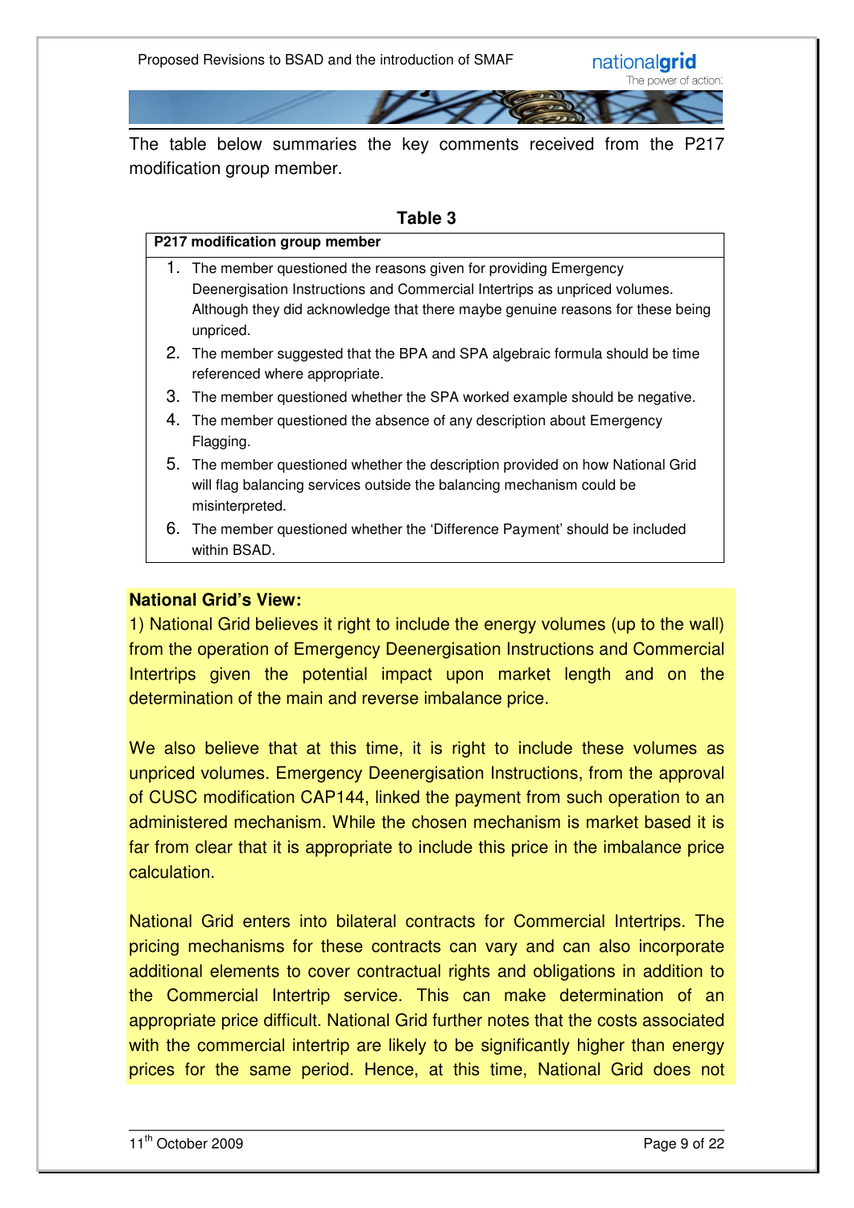The table below summaries the key comments received from the P217 modification group member.

**Table 3**

| P217 modification group member |
|---|
| 1. The member questioned the reasons given for providing Emergency Deenergisation Instructions and Commercial Intertrips as unpriced volumes. Although they did acknowledge that there maybe genuine reasons for these being unpriced.<br>2. The member suggested that the BPA and SPA algebraic formula should be time referenced where appropriate.<br>3. The member questioned whether the SPA worked example should be negative.<br>4. The member questioned the absence of any description about Emergency Flagging.<br>5. The member questioned whether the description provided on how National Grid will flag balancing services outside the balancing mechanism could be misinterpreted.<br>6. The member questioned whether the 'Difference Payment' should be included within BSAD. |

**National Grid's View:**

1) National Grid believes it right to include the energy volumes (up to the wall) from the operation of Emergency Deenergisation Instructions and Commercial Intertrips given the potential impact upon market length and on the determination of the main and reverse imbalance price.

We also believe that at this time, it is right to include these volumes as unpriced volumes. Emergency Deenergisation Instructions, from the approval of CUSC modification CAP144, linked the payment from such operation to an administered mechanism. While the chosen mechanism is market based it is far from clear that it is appropriate to include this price in the imbalance price calculation.

National Grid enters into bilateral contracts for Commercial Intertrips. The pricing mechanisms for these contracts can vary and can also incorporate additional elements to cover contractual rights and obligations in addition to the Commercial Intertrip service. This can make determination of an appropriate price difficult. National Grid further notes that the costs associated with the commercial intertrip are likely to be significantly higher than energy prices for the same period. Hence, at this time, National Grid does not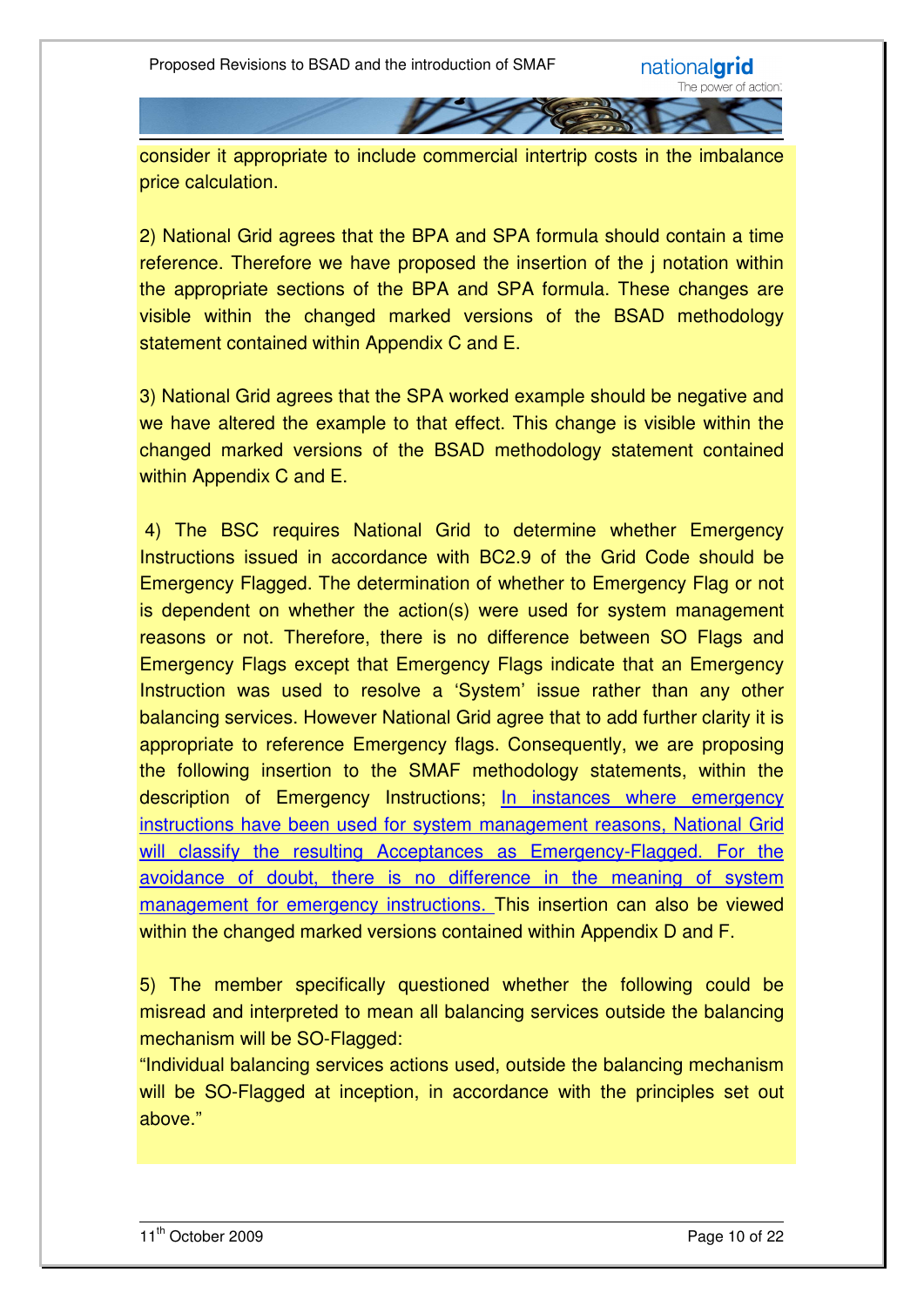consider it appropriate to include commercial intertrip costs in the imbalance price calculation.

2) National Grid agrees that the BPA and SPA formula should contain a time reference. Therefore we have proposed the insertion of the j notation within the appropriate sections of the BPA and SPA formula. These changes are visible within the changed marked versions of the BSAD methodology statement contained within Appendix C and E.

3) National Grid agrees that the SPA worked example should be negative and we have altered the example to that effect. This change is visible within the changed marked versions of the BSAD methodology statement contained within Appendix C and E.

4) The BSC requires National Grid to determine whether Emergency Instructions issued in accordance with BC2.9 of the Grid Code should be Emergency Flagged. The determination of whether to Emergency Flag or not is dependent on whether the action(s) were used for system management reasons or not. Therefore, there is no difference between SO Flags and Emergency Flags except that Emergency Flags indicate that an Emergency Instruction was used to resolve a 'System' issue rather than any other balancing services. However National Grid agree that to add further clarity it is appropriate to reference Emergency flags. Consequently, we are proposing the following insertion to the SMAF methodology statements, within the description of Emergency Instructions; <u>In instances where emergency instructions have been used for system management reasons, National Grid will classify the resulting Acceptances as Emergency-Flagged. For the avoidance of doubt, there is no difference in the meaning of system management for emergency instructions.</u> This insertion can also be viewed within the changed marked versions contained within Appendix D and F.

5) The member specifically questioned whether the following could be misread and interpreted to mean all balancing services outside the balancing mechanism will be SO-Flagged:
"Individual balancing services actions used, outside the balancing mechanism will be SO-Flagged at inception, in accordance with the principles set out above."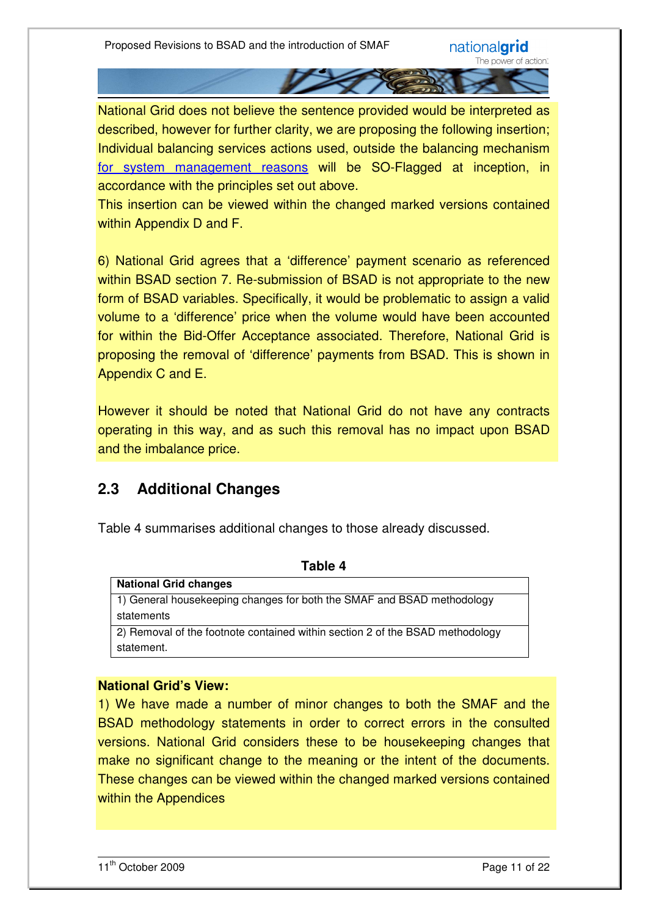National Grid does not believe the sentence provided would be interpreted as described, however for further clarity, we are proposing the following insertion; Individual balancing services actions used, outside the balancing mechanism for system management reasons will be SO-Flagged at inception, in accordance with the principles set out above.
This insertion can be viewed within the changed marked versions contained within Appendix D and F.

6) National Grid agrees that a 'difference' payment scenario as referenced within BSAD section 7. Re-submission of BSAD is not appropriate to the new form of BSAD variables. Specifically, it would be problematic to assign a valid volume to a 'difference' price when the volume would have been accounted for within the Bid-Offer Acceptance associated. Therefore, National Grid is proposing the removal of 'difference' payments from BSAD. This is shown in Appendix C and E.

However it should be noted that National Grid do not have any contracts operating in this way, and as such this removal has no impact upon BSAD and the imbalance price.

## 2.3 Additional Changes

Table 4 summarises additional changes to those already discussed.

**Table 4**

| National Grid changes |
|---|
| 1) General housekeeping changes for both the SMAF and BSAD methodology statements |
| 2) Removal of the footnote contained within section 2 of the BSAD methodology statement. |

**National Grid's View:**
1) We have made a number of minor changes to both the SMAF and the BSAD methodology statements in order to correct errors in the consulted versions. National Grid considers these to be housekeeping changes that make no significant change to the meaning or the intent of the documents. These changes can be viewed within the changed marked versions contained within the Appendices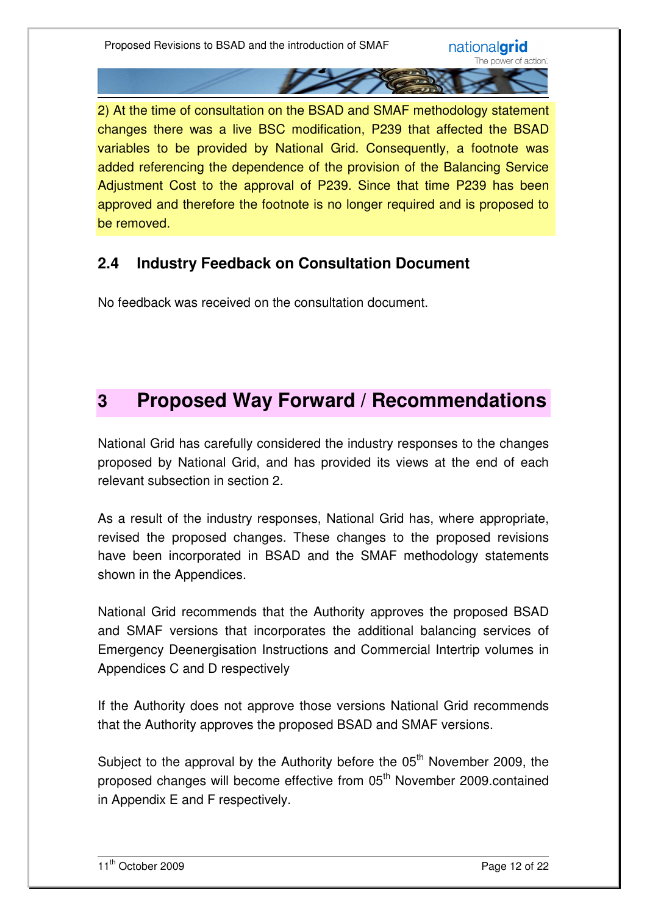2) At the time of consultation on the BSAD and SMAF methodology statement changes there was a live BSC modification, P239 that affected the BSAD variables to be provided by National Grid. Consequently, a footnote was added referencing the dependence of the provision of the Balancing Service Adjustment Cost to the approval of P239. Since that time P239 has been approved and therefore the footnote is no longer required and is proposed to be removed.

### 2.4 Industry Feedback on Consultation Document

No feedback was received on the consultation document.

## 3 Proposed Way Forward / Recommendations

National Grid has carefully considered the industry responses to the changes proposed by National Grid, and has provided its views at the end of each relevant subsection in section 2.

As a result of the industry responses, National Grid has, where appropriate, revised the proposed changes. These changes to the proposed revisions have been incorporated in BSAD and the SMAF methodology statements shown in the Appendices.

National Grid recommends that the Authority approves the proposed BSAD and SMAF versions that incorporates the additional balancing services of Emergency Deenergisation Instructions and Commercial Intertrip volumes in Appendices C and D respectively

If the Authority does not approve those versions National Grid recommends that the Authority approves the proposed BSAD and SMAF versions.

Subject to the approval by the Authority before the 05th November 2009, the proposed changes will become effective from 05th November 2009.contained in Appendix E and F respectively.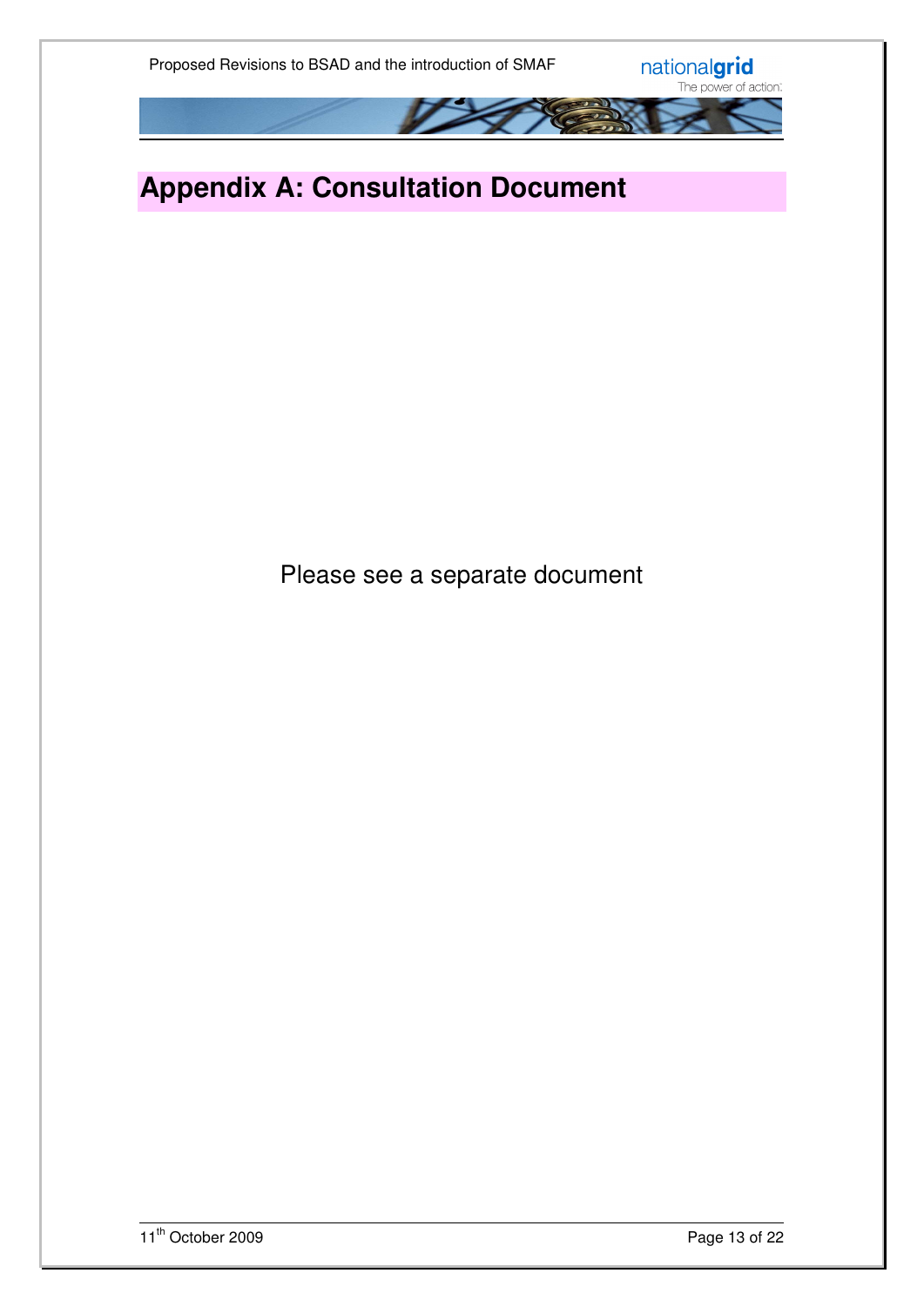# Appendix A: Consultation Document

Please see a separate document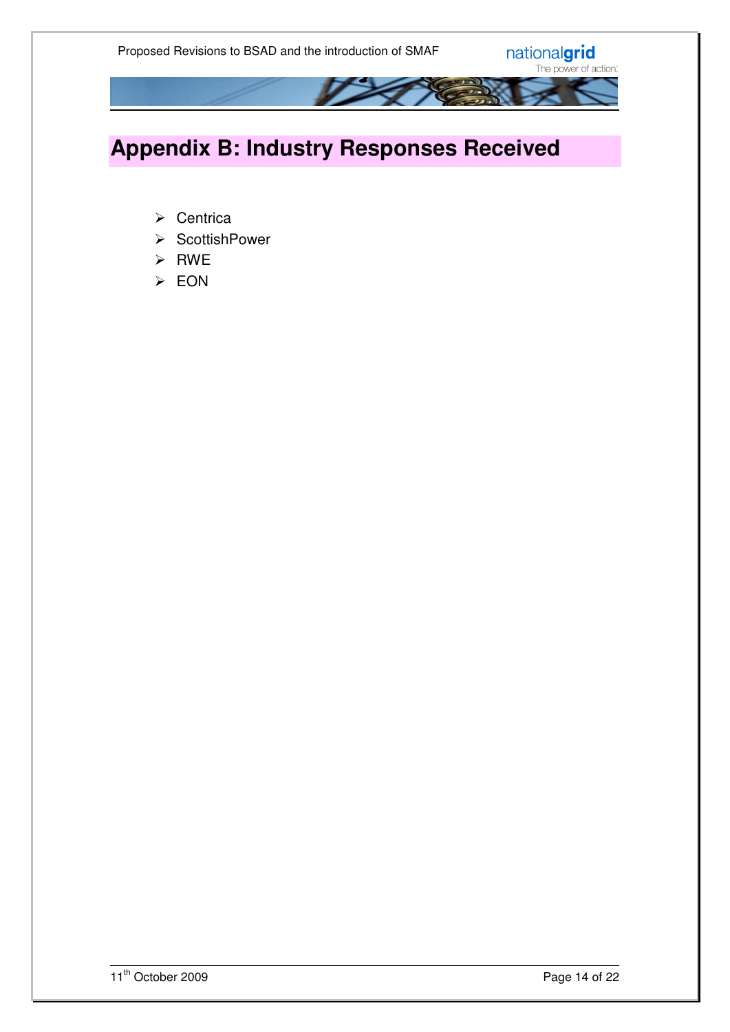# Appendix B: Industry Responses Received

- Centrica
- ScottishPower
- RWE
- EON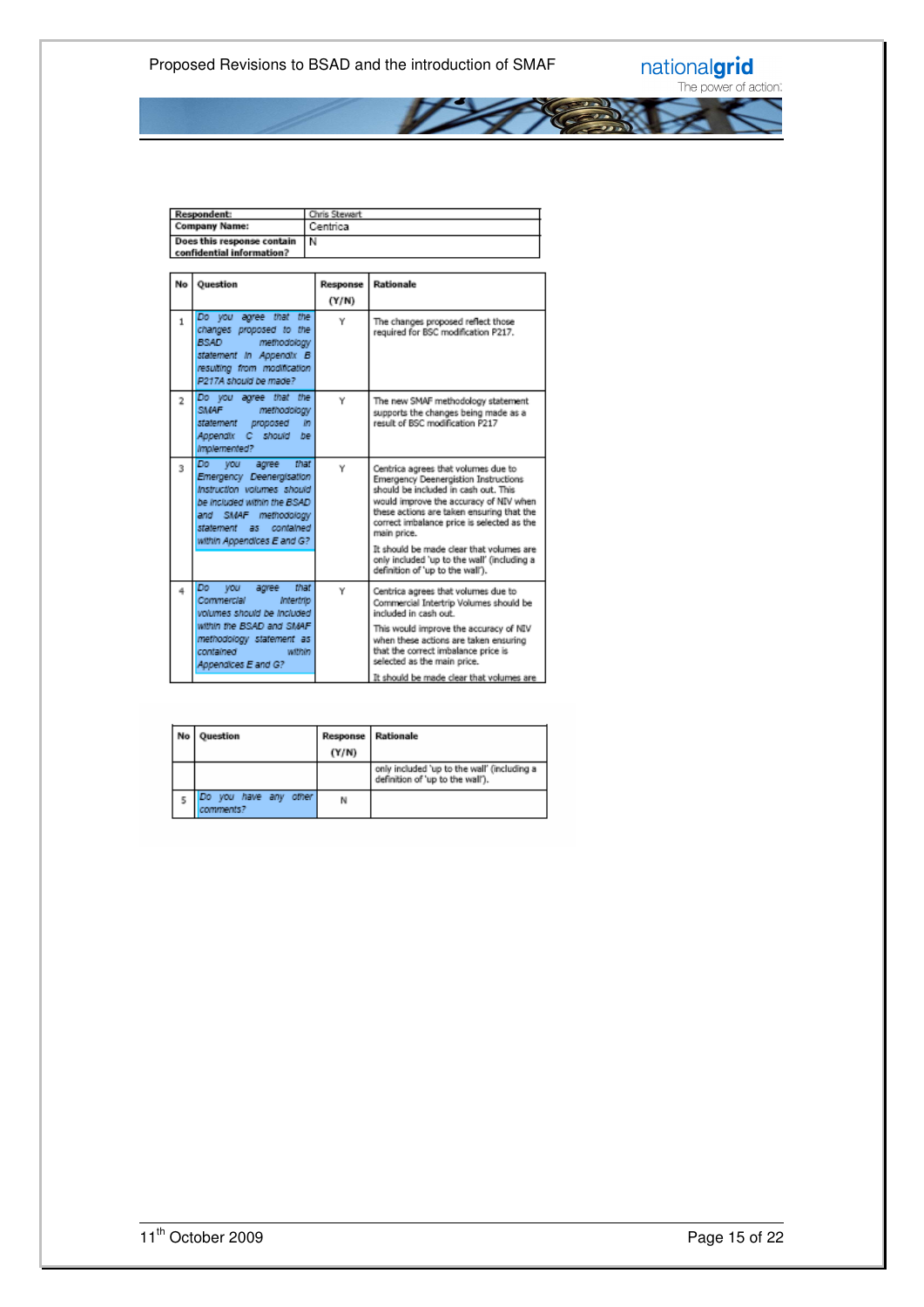| Respondent: | Chris Stewart |
|---|---|
| Company Name: | Centrica |
| Does this response contain confidential information? | N |

| No | Question | Response (Y/N) | Rationale |
|---|---|---|---|
| 1 | Do you agree that the changes proposed to the BSAD methodology statement in Appendix B resulting from modification P217A should be made? | Y | The changes proposed reflect those required for BSC modification P217. |
| 2 | Do you agree that the SMAF methodology statement proposed in Appendix C should be implemented? | Y | The new SMAF methodology statement supports the changes being made as a result of BSC modification P217 |
| 3 | Do you agree that Emergency Deenergisation Instruction volumes should be included within the BSAD and SMAF methodology statement as contained within Appendices E and G? | Y | Centrica agrees that volumes due to Emergency Deenergistion Instructions should be included in cash out. This would improve the accuracy of NIV when these actions are taken ensuring that the correct imbalance price is selected as the main price.<br><br>It should be made clear that volumes are only included 'up to the wall' (including a definition of 'up to the wall'). |
| 4 | Do you agree that Commercial Intertrip volumes should be included within the BSAD and SMAF methodology statement as contained within Appendices E and G? | Y | Centrica agrees that volumes due to Commercial Intertrip Volumes should be included in cash out.<br><br>This would improve the accuracy of NIV when these actions are taken ensuring that the correct imbalance price is selected as the main price.<br><br>It should be made clear that volumes are only included 'up to the wall' (including a definition of 'up to the wall'). |
| 5 | Do you have any other comments? | N | |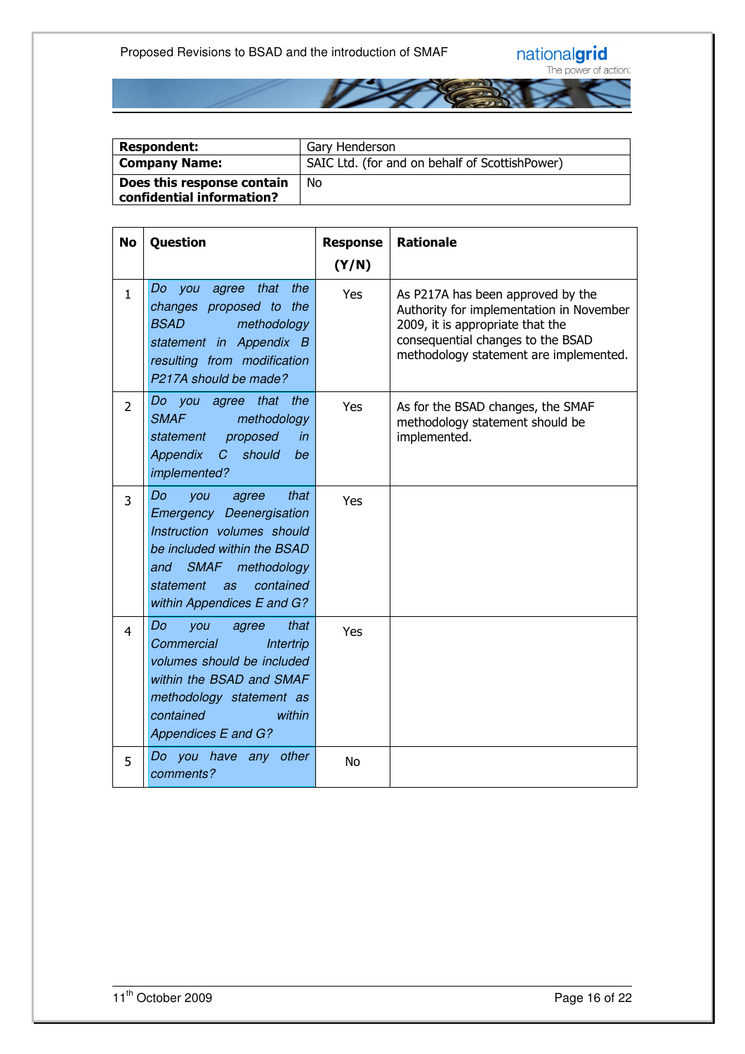| Respondent: | Gary Henderson |
|---|---|
| **Company Name:** | SAIC Ltd. (for and on behalf of ScottishPower) |
| **Does this response contain confidential information?** | No |

| No | Question | Response (Y/N) | Rationale |
|---|---|---|---|
| 1 | *Do you agree that the changes proposed to the BSAD methodology statement in Appendix B resulting from modification P217A should be made?* | Yes | As P217A has been approved by the Authority for implementation in November 2009, it is appropriate that the consequential changes to the BSAD methodology statement are implemented. |
| 2 | *Do you agree that the SMAF methodology statement proposed in Appendix C should be implemented?* | Yes | As for the BSAD changes, the SMAF methodology statement should be implemented. |
| 3 | *Do you agree that Emergency Deenergisation Instruction volumes should be included within the BSAD and SMAF methodology statement as contained within Appendices E and G?* | Yes | |
| 4 | *Do you agree that Commercial Intertrip volumes should be included within the BSAD and SMAF methodology statement as contained within Appendices E and G?* | Yes | |
| 5 | *Do you have any other comments?* | No | |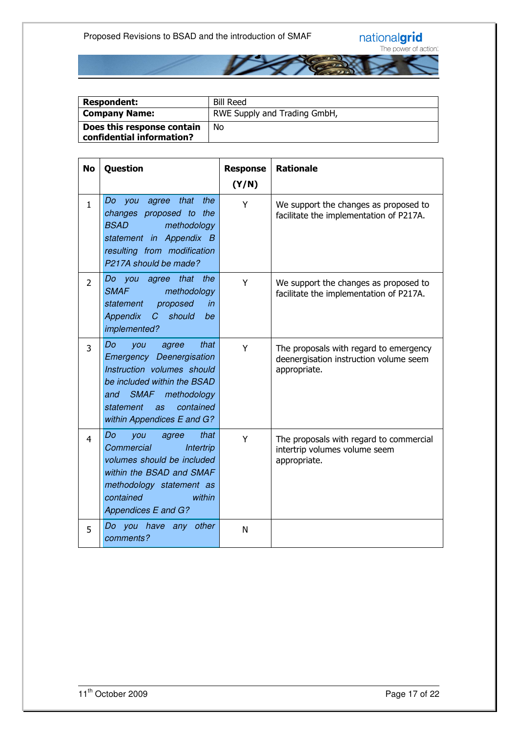| Respondent: | Bill Reed |
|---|---|
| **Company Name:** | RWE Supply and Trading GmbH, |
| **Does this response contain confidential information?** | No |

| No | Question | Response (Y/N) | Rationale |
|---|---|---|---|
| 1 | *Do you agree that the changes proposed to the BSAD methodology statement in Appendix B resulting from modification P217A should be made?* | Y | We support the changes as proposed to facilitate the implementation of P217A. |
| 2 | *Do you agree that the SMAF methodology statement proposed in Appendix C should be implemented?* | Y | We support the changes as proposed to facilitate the implementation of P217A. |
| 3 | *Do you agree that Emergency Deenergisation Instruction volumes should be included within the BSAD and SMAF methodology statement as contained within Appendices E and G?* | Y | The proposals with regard to emergency deenergisation instruction volume seem appropriate. |
| 4 | *Do you agree that Commercial Intertrip volumes should be included within the BSAD and SMAF methodology statement as contained within Appendices E and G?* | Y | The proposals with regard to commercial intertrip volumes volume seem appropriate. |
| 5 | *Do you have any other comments?* | N | |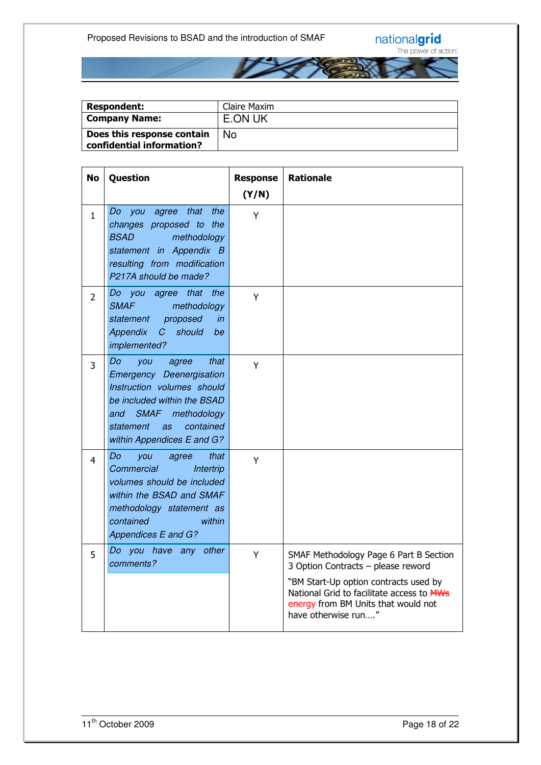| | |
|---|---|
| **Respondent:** | Claire Maxim |
| **Company Name:** | E.ON UK |
| **Does this response contain confidential information?** | No |

| No | Question | Response (Y/N) | Rationale |
|---|---|---|---|
| 1 | *Do you agree that the changes proposed to the BSAD methodology statement in Appendix B resulting from modification P217A should be made?* | Y | |
| 2 | *Do you agree that the SMAF methodology statement proposed in Appendix C should be implemented?* | Y | |
| 3 | *Do you agree that Emergency Deenergisation Instruction volumes should be included within the BSAD and SMAF methodology statement as contained within Appendices E and G?* | Y | |
| 4 | *Do you agree that Commercial Intertrip volumes should be included within the BSAD and SMAF methodology statement as contained within Appendices E and G?* | Y | |
| 5 | *Do you have any other comments?* | Y | SMAF Methodology Page 6 Part B Section 3 Option Contracts – please reword<br><br>"BM Start-Up option contracts used by National Grid to facilitate access to ~~MWs~~ energy from BM Units that would not have otherwise run…." |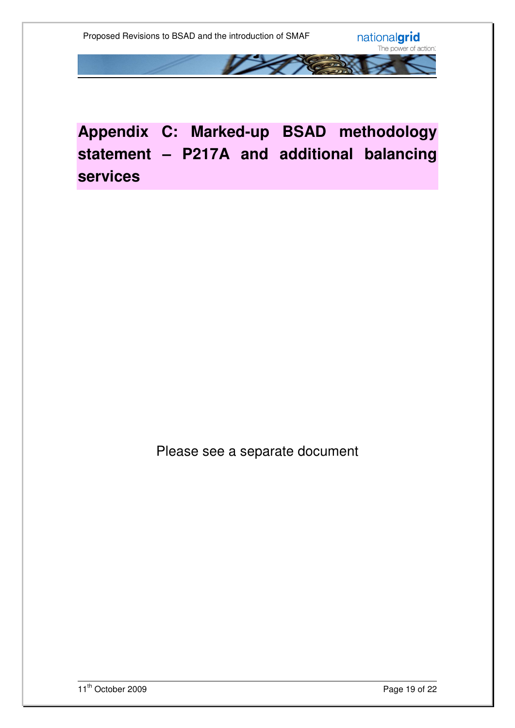# Appendix C: Marked-up BSAD methodology statement – P217A and additional balancing services

Please see a separate document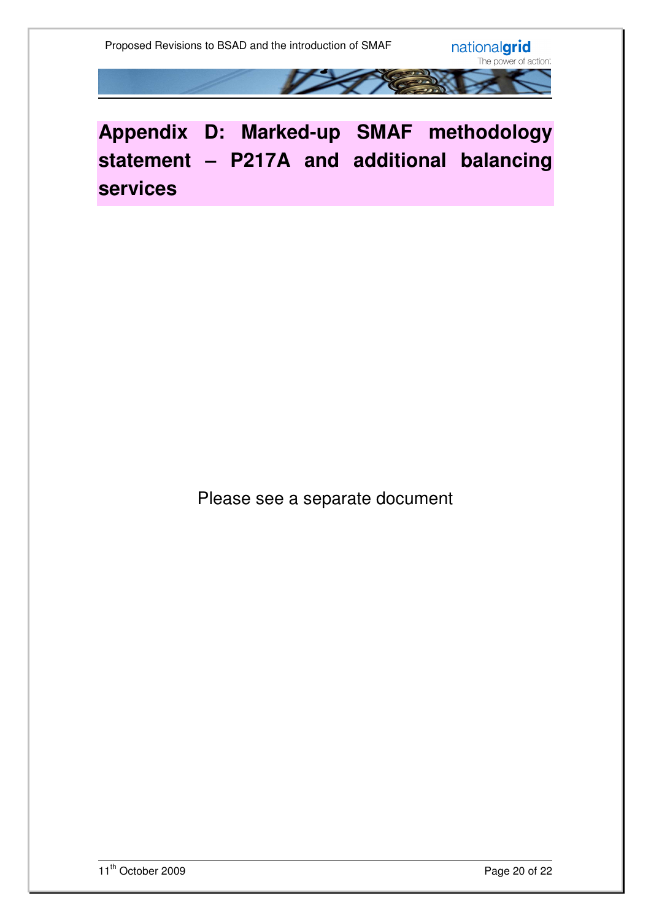# Appendix D: Marked-up SMAF methodology statement – P217A and additional balancing services

Please see a separate document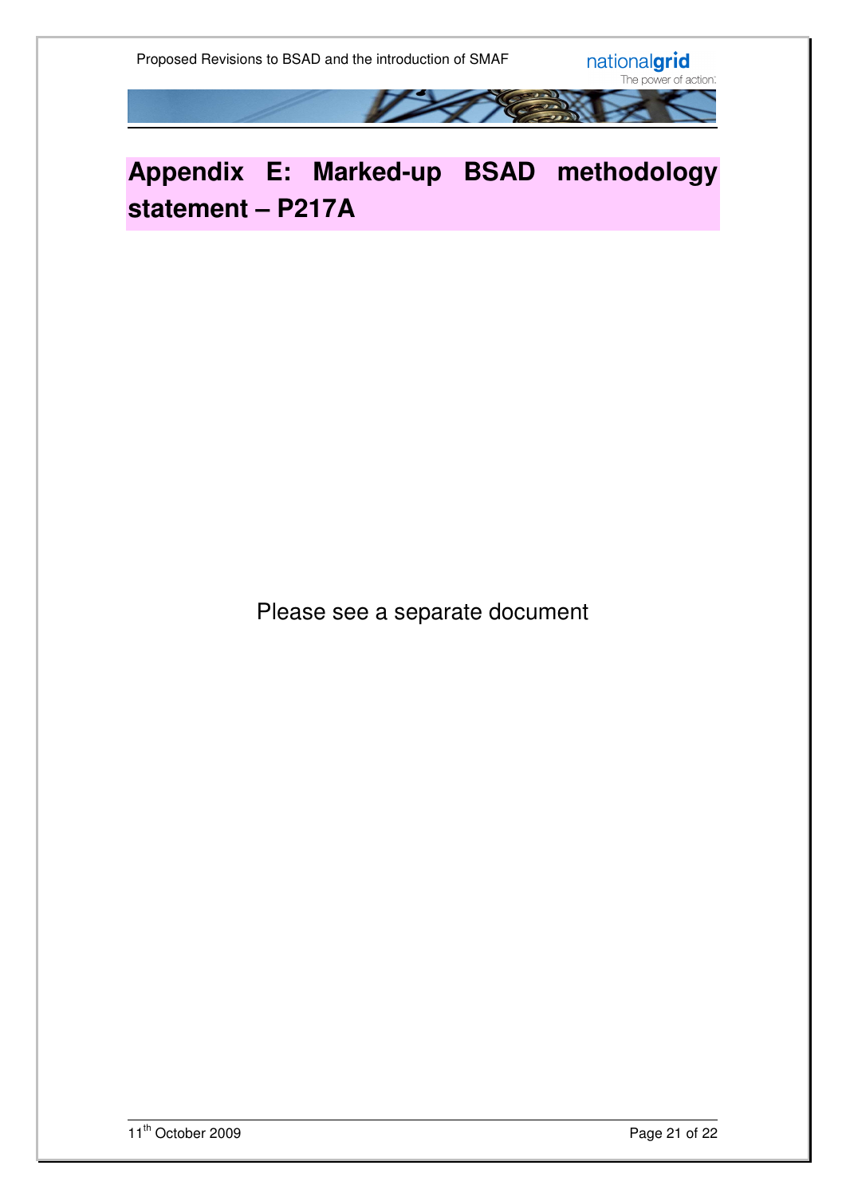# Appendix E: Marked-up BSAD methodology statement – P217A

Please see a separate document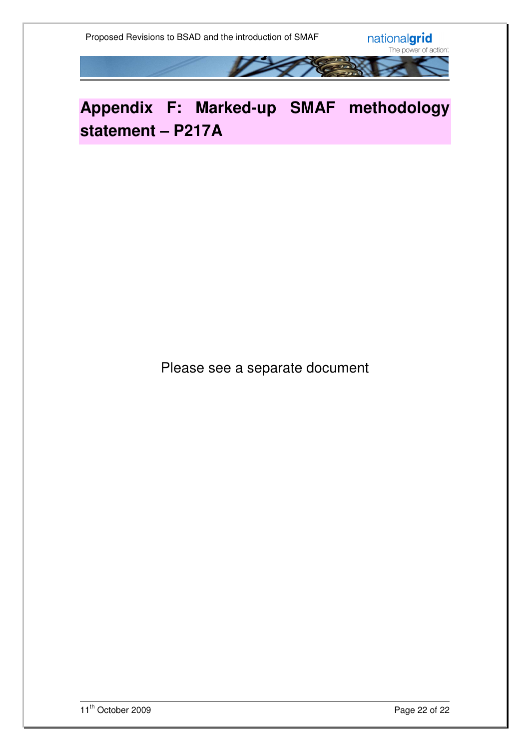# Appendix F: Marked-up SMAF methodology statement – P217A

Please see a separate document